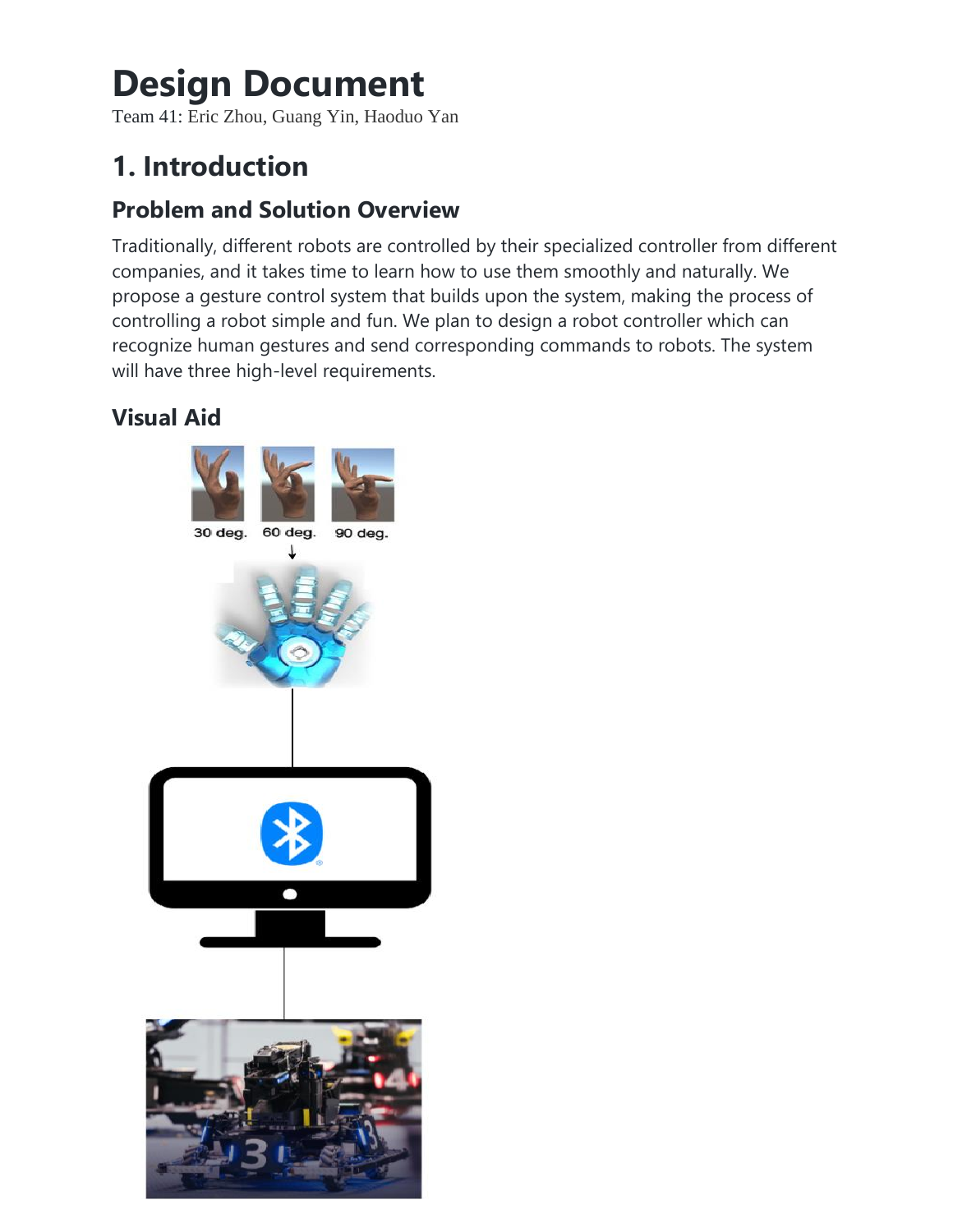# Design Document

Team 41: Eric Zhou, Guang Yin, Haoduo Yan

## 1. Introduction

### Problem and Solution Overview

Traditionally, different robots are controlled by their specialized controller from different companies, and it takes time to learn how to use them smoothly and naturally. We propose a gesture control system that builds upon the system, making the process of controlling a robot simple and fun. We plan to design a robot controller which can recognize human gestures and send corresponding commands to robots. The system will have three high-level requirements.

### Visual Aid

30 deg. 60 deg. 90 deg.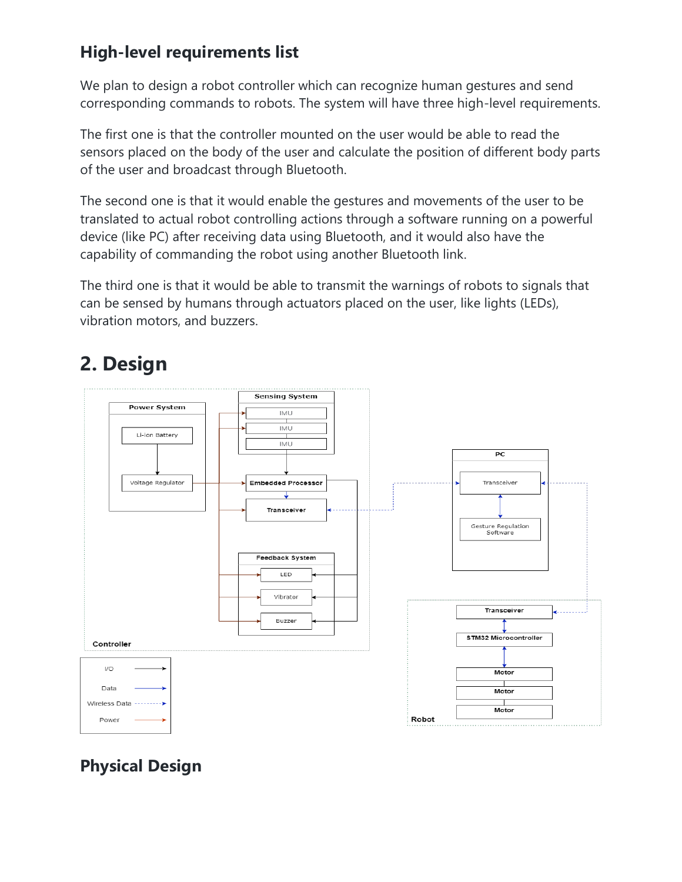### High-level requirements list

We plan to design a robot controller which can recognize human gestures and send corresponding commands to robots. The system will have three high-level requirements.

The first one is that the controller mounted on the user would be able to read the sensors placed on the body of the user and calculate the position of different body parts of the user and broadcast through Bluetooth.

The second one is that it would enable the gestures and movements of the user to be translated to actual robot controlling actions through a software running on a powerful device (like PC) after receiving data using Bluetooth, and it would also have the capability of commanding the robot using another Bluetooth link.

The third one is that it would be able to transmit the warnings of robots to signals that can be sensed by humans through actuators placed on the user, like lights (LEDs), vibration motors, and buzzers.

## 2. Design

### Physical Design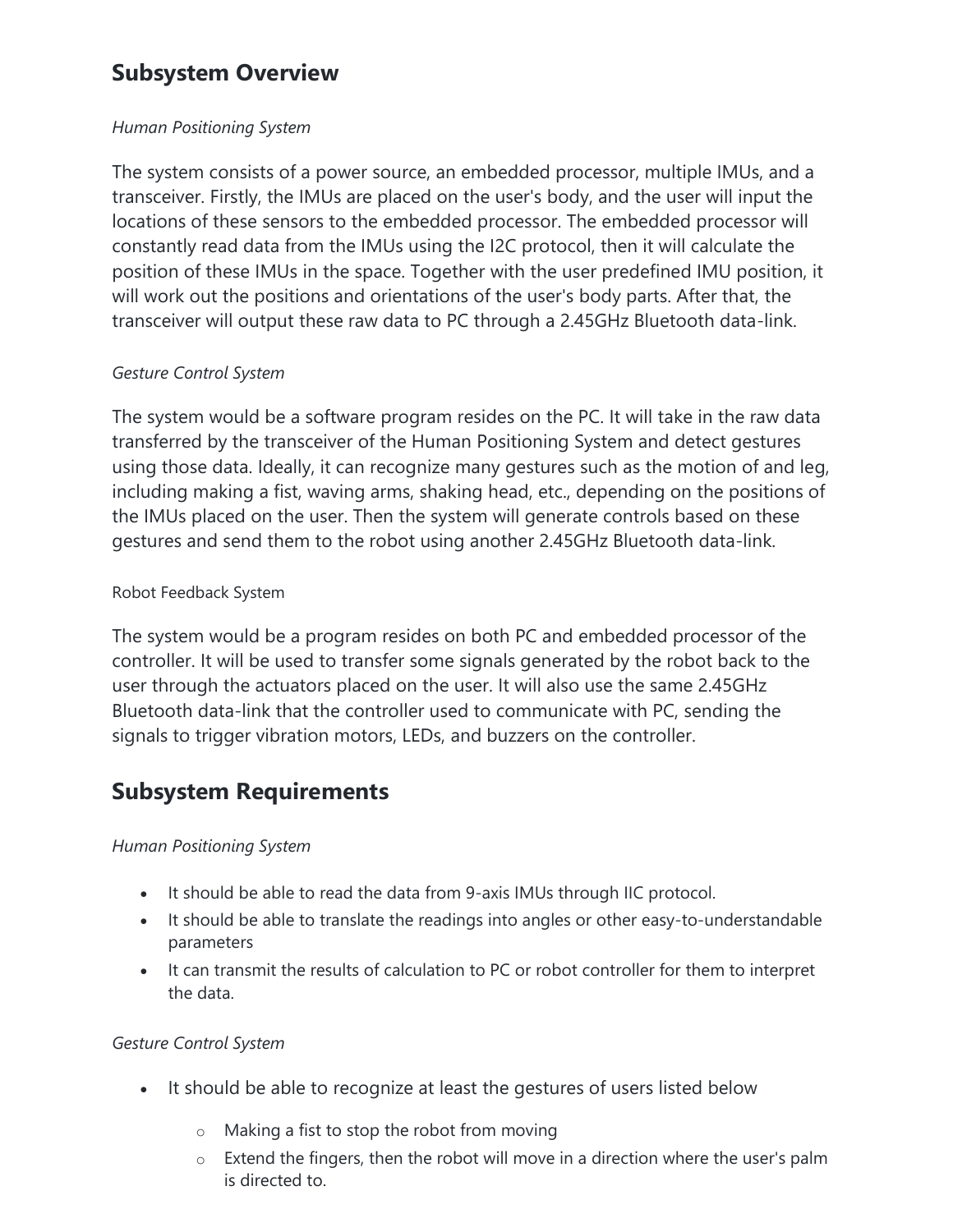## Subsystem Overview

*Human Positioning System*

The system consists of a power source, an embedded processor, multiple IMUs, and a transceiver. Firstly, the IMUs are placed on the user's body, and the user will input the locations of these sensors to the embedded processor. The embedded processor will constantly read data from the IMUs using the I2C protocol, then it will calculate the position of these IMUs in the space. Together with the user predefined IMU position, it will work out the positions and orientations of the user's body parts. After that, the transceiver will output these raw data to PC through a 2.45GHz Bluetooth data-link.

*Gesture Control System*

The system would be a software program resides on the PC. It will take in the raw data transferred by the transceiver of the Human Positioning System and detect gestures using those data. Ideally, it can recognize many gestures such as the motion of and leg, including making a fist, waving arms, shaking head, etc., depending on the positions of the IMUs placed on the user. Then the system will generate controls based on these gestures and send them to the robot using another 2.45GHz Bluetooth data-link.

Robot Feedback System

The system would be a program resides on both PC and embedded processor of the controller. It will be used to transfer some signals generated by the robot back to the user through the actuators placed on the user. It will also use the same 2.45GHz Bluetooth data-link that the controller used to communicate with PC, sending the signals to trigger vibration motors, LEDs, and buzzers on the controller.

## Subsystem Requirements

*Human Positioning System*

- It should be able to read the data from 9-axis IMUs through IIC protocol.
- It should be able to translate the readings into angles or other easy-to-understandable parameters
- It can transmit the results of calculation to PC or robot controller for them to interpret the data.

*Gesture Control System*

- It should be able to recognize at least the gestures of users listed below
  - Making a fist to stop the robot from moving
  - Extend the fingers, then the robot will move in a direction where the user's palm is directed to.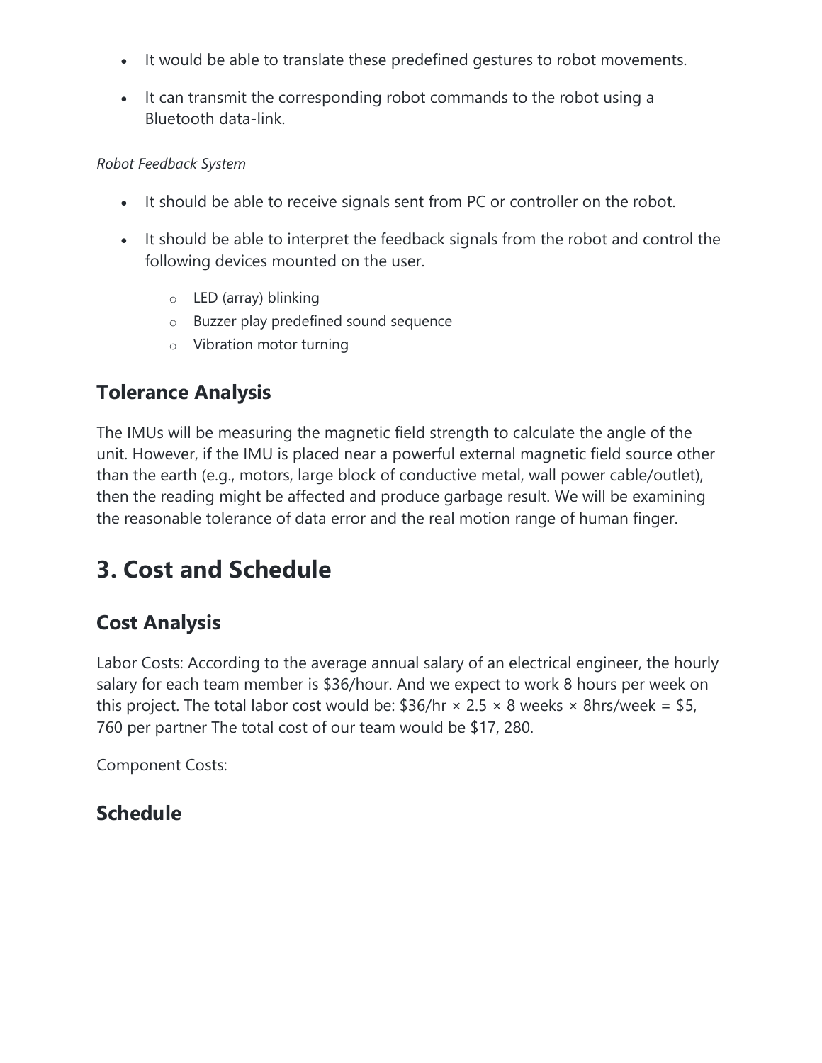- It would be able to translate these predefined gestures to robot movements.
- It can transmit the corresponding robot commands to the robot using a Bluetooth data-link.

*Robot Feedback System*

- It should be able to receive signals sent from PC or controller on the robot.
- It should be able to interpret the feedback signals from the robot and control the following devices mounted on the user.
  - LED (array) blinking
  - Buzzer play predefined sound sequence
  - Vibration motor turning

## Tolerance Analysis

The IMUs will be measuring the magnetic field strength to calculate the angle of the unit. However, if the IMU is placed near a powerful external magnetic field source other than the earth (e.g., motors, large block of conductive metal, wall power cable/outlet), then the reading might be affected and produce garbage result. We will be examining the reasonable tolerance of data error and the real motion range of human finger.

# 3. Cost and Schedule

## Cost Analysis

Labor Costs: According to the average annual salary of an electrical engineer, the hourly salary for each team member is \$36/hour. And we expect to work 8 hours per week on this project. The total labor cost would be: \$36/hr × 2.5 × 8 weeks × 8hrs/week = \$5, 760 per partner The total cost of our team would be \$17, 280.

Component Costs:

## Schedule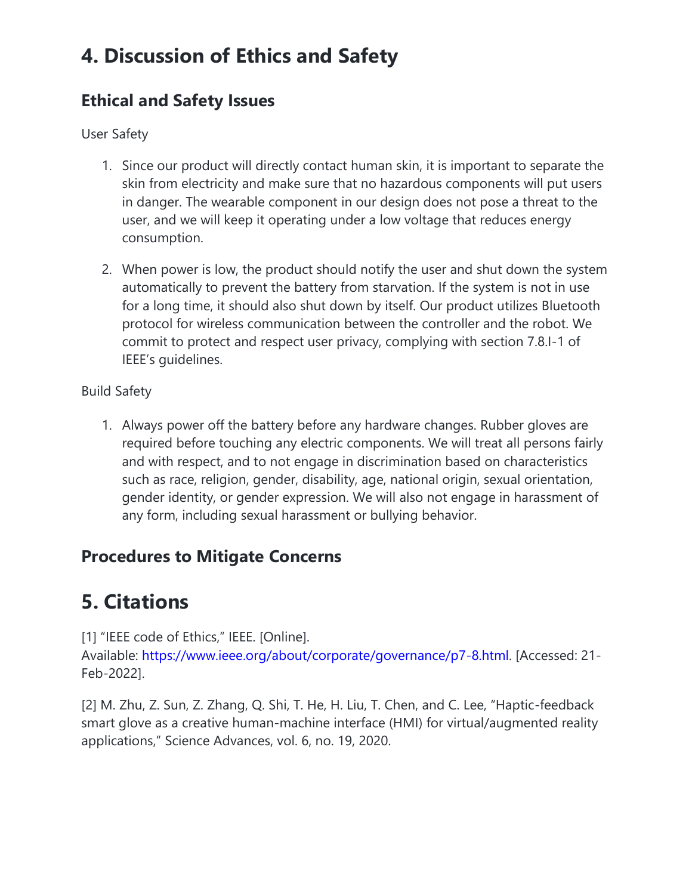# 4. Discussion of Ethics and Safety

## Ethical and Safety Issues

User Safety

1. Since our product will directly contact human skin, it is important to separate the skin from electricity and make sure that no hazardous components will put users in danger. The wearable component in our design does not pose a threat to the user, and we will keep it operating under a low voltage that reduces energy consumption.

2. When power is low, the product should notify the user and shut down the system automatically to prevent the battery from starvation. If the system is not in use for a long time, it should also shut down by itself. Our product utilizes Bluetooth protocol for wireless communication between the controller and the robot. We commit to protect and respect user privacy, complying with section 7.8.I-1 of IEEE's guidelines.

Build Safety

1. Always power off the battery before any hardware changes. Rubber gloves are required before touching any electric components. We will treat all persons fairly and with respect, and to not engage in discrimination based on characteristics such as race, religion, gender, disability, age, national origin, sexual orientation, gender identity, or gender expression. We will also not engage in harassment of any form, including sexual harassment or bullying behavior.

## Procedures to Mitigate Concerns

# 5. Citations

[1] "IEEE code of Ethics," IEEE. [Online]. Available: https://www.ieee.org/about/corporate/governance/p7-8.html. [Accessed: 21-Feb-2022].

[2] M. Zhu, Z. Sun, Z. Zhang, Q. Shi, T. He, H. Liu, T. Chen, and C. Lee, "Haptic-feedback smart glove as a creative human-machine interface (HMI) for virtual/augmented reality applications," Science Advances, vol. 6, no. 19, 2020.